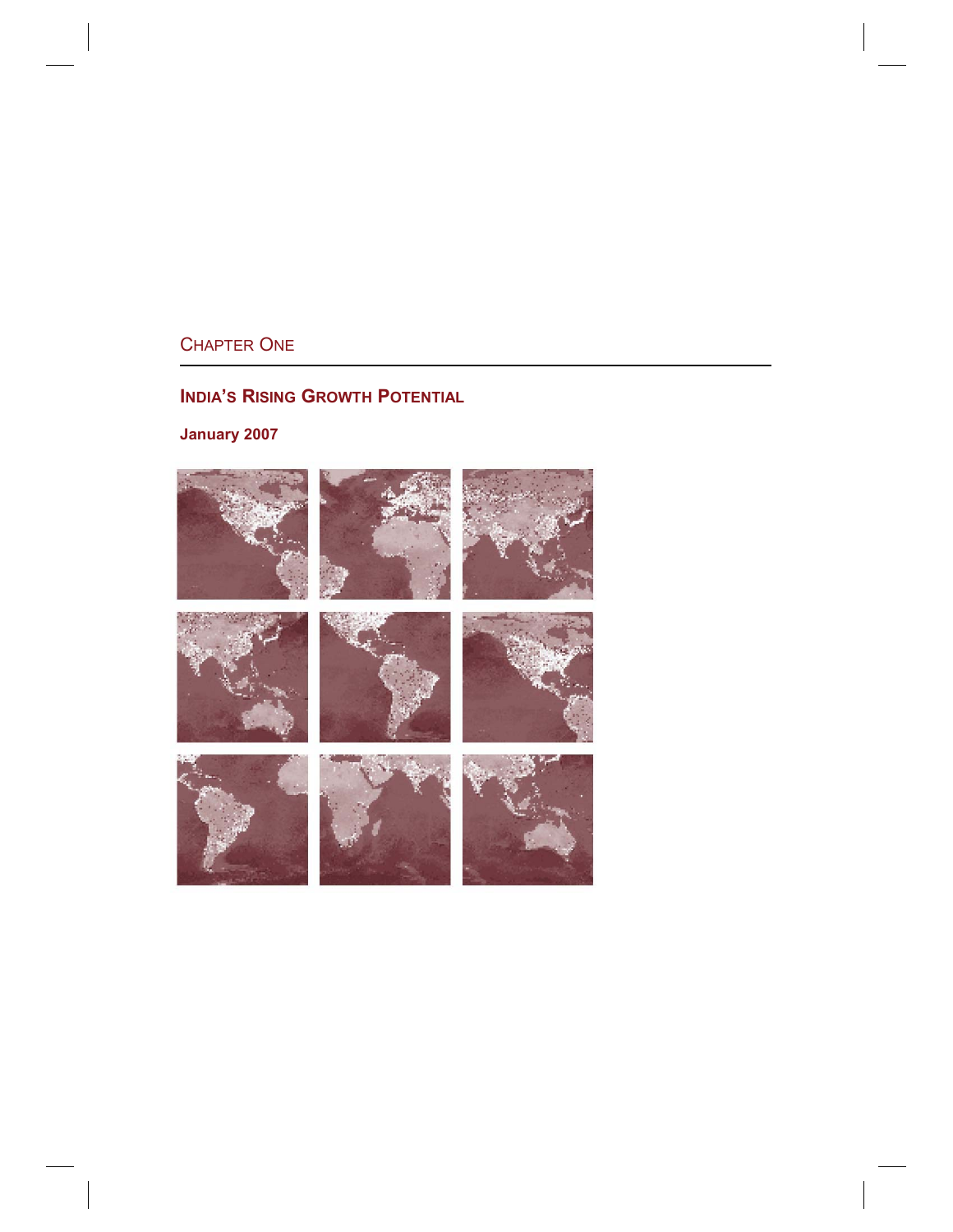CHAPTER ONE

# INDIA'S RISING GROWTH POTENTIAL

**January 2007**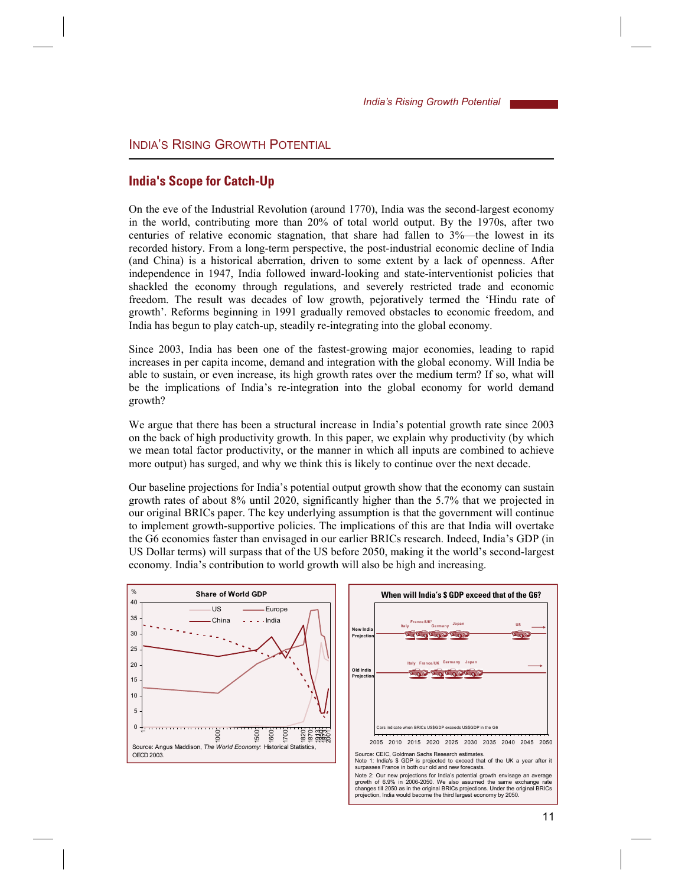## India's Rising Growth Potential

### India's Scope for Catch-Up

On the eve of the Industrial Revolution (around 1770), India was the second-largest economy in the world, contributing more than 20% of total world output. By the 1970s, after two centuries of relative economic stagnation, that share had fallen to 3%—the lowest in its recorded history. From a long-term perspective, the post-industrial economic decline of India (and China) is a historical aberration, driven to some extent by a lack of openness. After independence in 1947, India followed inward-looking and state-interventionist policies that shackled the economy through regulations, and severely restricted trade and economic freedom. The result was decades of low growth, pejoratively termed the 'Hindu rate of growth'. Reforms beginning in 1991 gradually removed obstacles to economic freedom, and India has begun to play catch-up, steadily re-integrating into the global economy.

Since 2003, India has been one of the fastest-growing major economies, leading to rapid increases in per capita income, demand and integration with the global economy. Will India be able to sustain, or even increase, its high growth rates over the medium term? If so, what will be the implications of India's re-integration into the global economy for world demand growth?

We argue that there has been a structural increase in India's potential growth rate since 2003 on the back of high productivity growth. In this paper, we explain why productivity (by which we mean total factor productivity, or the manner in which all inputs are combined to achieve more output) has surged, and why we think this is likely to continue over the next decade.

Our baseline projections for India's potential output growth show that the economy can sustain growth rates of about 8% until 2020, significantly higher than the 5.7% that we projected in our original BRICs paper. The key underlying assumption is that the government will continue to implement growth-supportive policies. The implications of this are that India will overtake the G6 economies faster than envisaged in our earlier BRICs research. Indeed, India's GDP (in US Dollar terms) will surpass that of the US before 2050, making it the world's second-largest economy. India's contribution to world growth will also be high and increasing.

**Share of World GDP**

Source: Angus Maddison, *The World Economy*: Historical Statistics, OECD 2003.

**When will India's $ GDP exceed that of the G6?**

Cars indicate when BRICs US$GDP exceeds US$GDP in the G6

Source: CEIC, Goldman Sachs Research estimates.

Note 1: India's $ GDP is projected to exceed that of the UK a year after it surpasses France in both our old and new forecasts.

Note 2: Our new projections for India's potential growth envisage an average growth of 6.9% in 2006-2050. We also assumed the same exchange rate changes till 2050 as in the original BRICs projections. Under the original BRICs projection, India would become the third largest economy by 2050.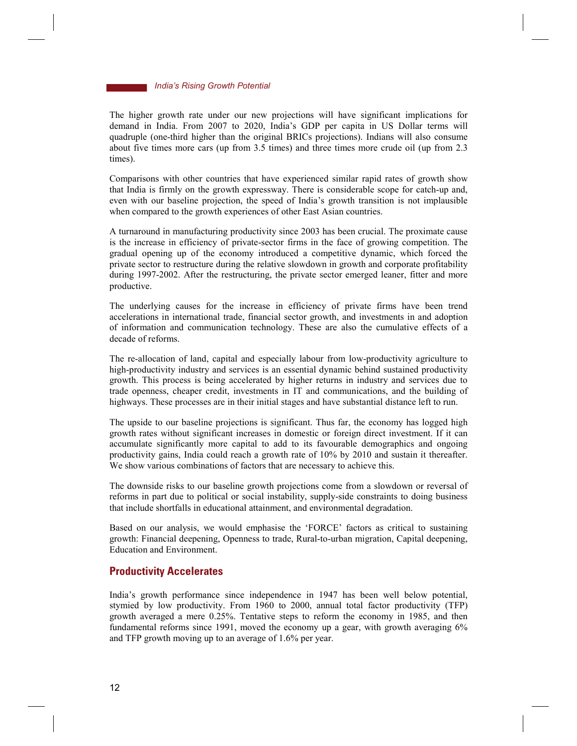The higher growth rate under our new projections will have significant implications for demand in India. From 2007 to 2020, India's GDP per capita in US Dollar terms will quadruple (one-third higher than the original BRICs projections). Indians will also consume about five times more cars (up from 3.5 times) and three times more crude oil (up from 2.3 times).

Comparisons with other countries that have experienced similar rapid rates of growth show that India is firmly on the growth expressway. There is considerable scope for catch-up and, even with our baseline projection, the speed of India's growth transition is not implausible when compared to the growth experiences of other East Asian countries.

A turnaround in manufacturing productivity since 2003 has been crucial. The proximate cause is the increase in efficiency of private-sector firms in the face of growing competition. The gradual opening up of the economy introduced a competitive dynamic, which forced the private sector to restructure during the relative slowdown in growth and corporate profitability during 1997-2002. After the restructuring, the private sector emerged leaner, fitter and more productive.

The underlying causes for the increase in efficiency of private firms have been trend accelerations in international trade, financial sector growth, and investments in and adoption of information and communication technology. These are also the cumulative effects of a decade of reforms.

The re-allocation of land, capital and especially labour from low-productivity agriculture to high-productivity industry and services is an essential dynamic behind sustained productivity growth. This process is being accelerated by higher returns in industry and services due to trade openness, cheaper credit, investments in IT and communications, and the building of highways. These processes are in their initial stages and have substantial distance left to run.

The upside to our baseline projections is significant. Thus far, the economy has logged high growth rates without significant increases in domestic or foreign direct investment. If it can accumulate significantly more capital to add to its favourable demographics and ongoing productivity gains, India could reach a growth rate of 10% by 2010 and sustain it thereafter. We show various combinations of factors that are necessary to achieve this.

The downside risks to our baseline growth projections come from a slowdown or reversal of reforms in part due to political or social instability, supply-side constraints to doing business that include shortfalls in educational attainment, and environmental degradation.

Based on our analysis, we would emphasise the 'FORCE' factors as critical to sustaining growth: Financial deepening, Openness to trade, Rural-to-urban migration, Capital deepening, Education and Environment.

## Productivity Accelerates

India's growth performance since independence in 1947 has been well below potential, stymied by low productivity. From 1960 to 2000, annual total factor productivity (TFP) growth averaged a mere 0.25%. Tentative steps to reform the economy in 1985, and then fundamental reforms since 1991, moved the economy up a gear, with growth averaging 6% and TFP growth moving up to an average of 1.6% per year.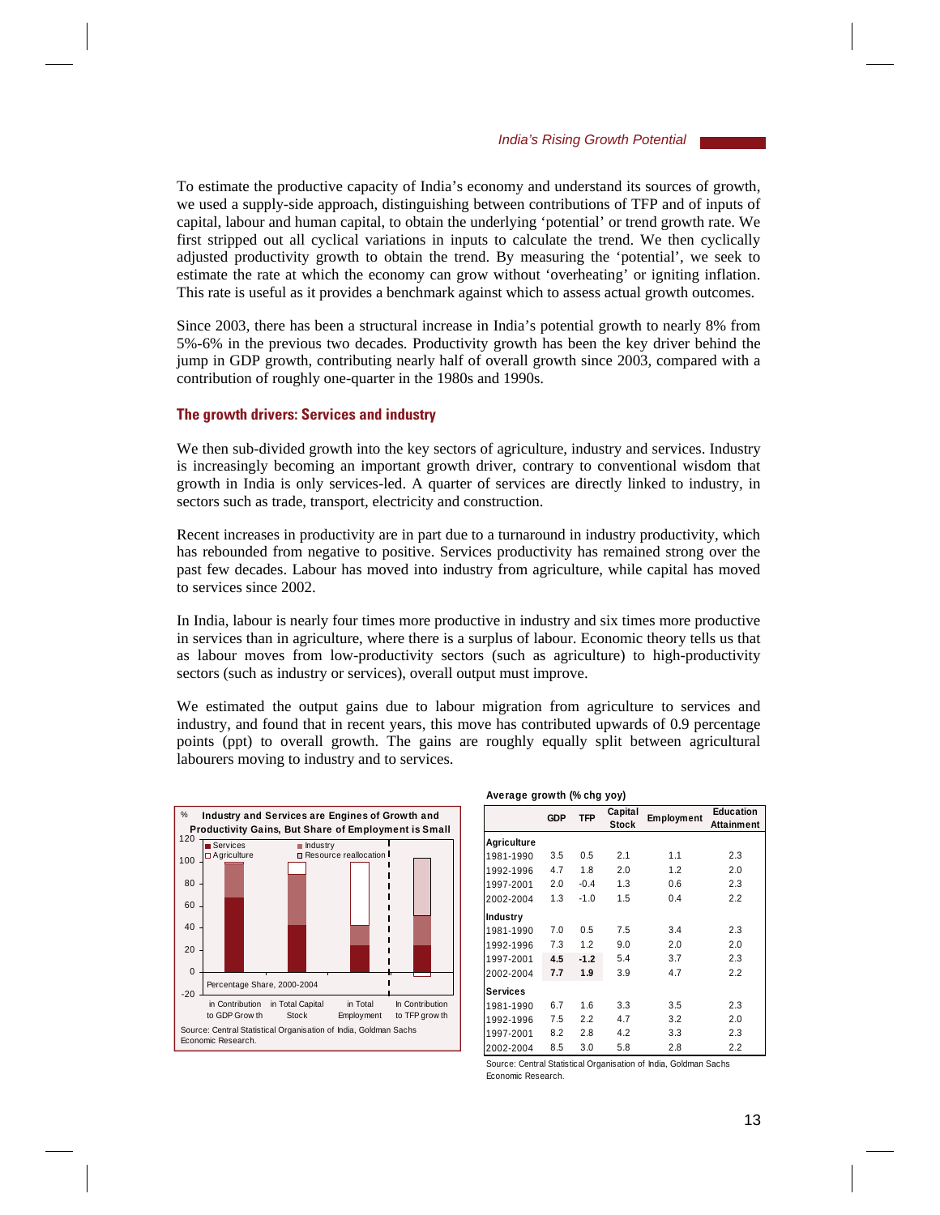To estimate the productive capacity of India's economy and understand its sources of growth, we used a supply-side approach, distinguishing between contributions of TFP and of inputs of capital, labour and human capital, to obtain the underlying 'potential' or trend growth rate. We first stripped out all cyclical variations in inputs to calculate the trend. We then cyclically adjusted productivity growth to obtain the trend. By measuring the 'potential', we seek to estimate the rate at which the economy can grow without 'overheating' or igniting inflation. This rate is useful as it provides a benchmark against which to assess actual growth outcomes.

Since 2003, there has been a structural increase in India's potential growth to nearly 8% from 5%-6% in the previous two decades. Productivity growth has been the key driver behind the jump in GDP growth, contributing nearly half of overall growth since 2003, compared with a contribution of roughly one-quarter in the 1980s and 1990s.

## The growth drivers: Services and industry

We then sub-divided growth into the key sectors of agriculture, industry and services. Industry is increasingly becoming an important growth driver, contrary to conventional wisdom that growth in India is only services-led. A quarter of services are directly linked to industry, in sectors such as trade, transport, electricity and construction.

Recent increases in productivity are in part due to a turnaround in industry productivity, which has rebounded from negative to positive. Services productivity has remained strong over the past few decades. Labour has moved into industry from agriculture, while capital has moved to services since 2002.

In India, labour is nearly four times more productive in industry and six times more productive in services than in agriculture, where there is a surplus of labour. Economic theory tells us that as labour moves from low-productivity sectors (such as agriculture) to high-productivity sectors (such as industry or services), overall output must improve.

We estimated the output gains due to labour migration from agriculture to services and industry, and found that in recent years, this move has contributed upwards of 0.9 percentage points (ppt) to overall growth. The gains are roughly equally split between agricultural labourers moving to industry and to services.

**Industry and Services are Engines of Growth and Productivity Gains, But Share of Employment is Small**

Percentage Share, 2000-2004 (%)

| | Services | Industry | Agriculture | Resource reallocation |
|---|---|---|---|---|
| in Contribution to GDP Growth | ~67 | ~30 | ~1 | |
| in Total Capital Stock | ~42 | ~47 | ~11 | |
| in Total Employment | ~24 | ~18 | ~58 | |
| In Contribution to TFP growth | ~24 | ~27 | ~-4 | ~53 |

Source: Central Statistical Organisation of India, Goldman Sachs Economic Research.

**Average growth (% chg yoy)**

| | GDP | TFP | Capital Stock | Employment | Education Attainment |
|---|---|---|---|---|---|
| **Agriculture** | | | | | |
| 1981-1990 | 3.5 | 0.5 | 2.1 | 1.1 | 2.3 |
| 1992-1996 | 4.7 | 1.8 | 2.0 | 1.2 | 2.0 |
| 1997-2001 | 2.0 | -0.4 | 1.3 | 0.6 | 2.3 |
| 2002-2004 | 1.3 | -1.0 | 1.5 | 0.4 | 2.2 |
| **Industry** | | | | | |
| 1981-1990 | 7.0 | 0.5 | 7.5 | 3.4 | 2.3 |
| 1992-1996 | 7.3 | 1.2 | 9.0 | 2.0 | 2.0 |
| 1997-2001 | **4.5** | **-1.2** | 5.4 | 3.7 | 2.3 |
| 2002-2004 | **7.7** | **1.9** | 3.9 | 4.7 | 2.2 |
| **Services** | | | | | |
| 1981-1990 | 6.7 | 1.6 | 3.3 | 3.5 | 2.3 |
| 1992-1996 | 7.5 | 2.2 | 4.7 | 3.2 | 2.0 |
| 1997-2001 | 8.2 | 2.8 | 4.2 | 3.3 | 2.3 |
| 2002-2004 | 8.5 | 3.0 | 5.8 | 2.8 | 2.2 |

Source: Central Statistical Organisation of India, Goldman Sachs Economic Research.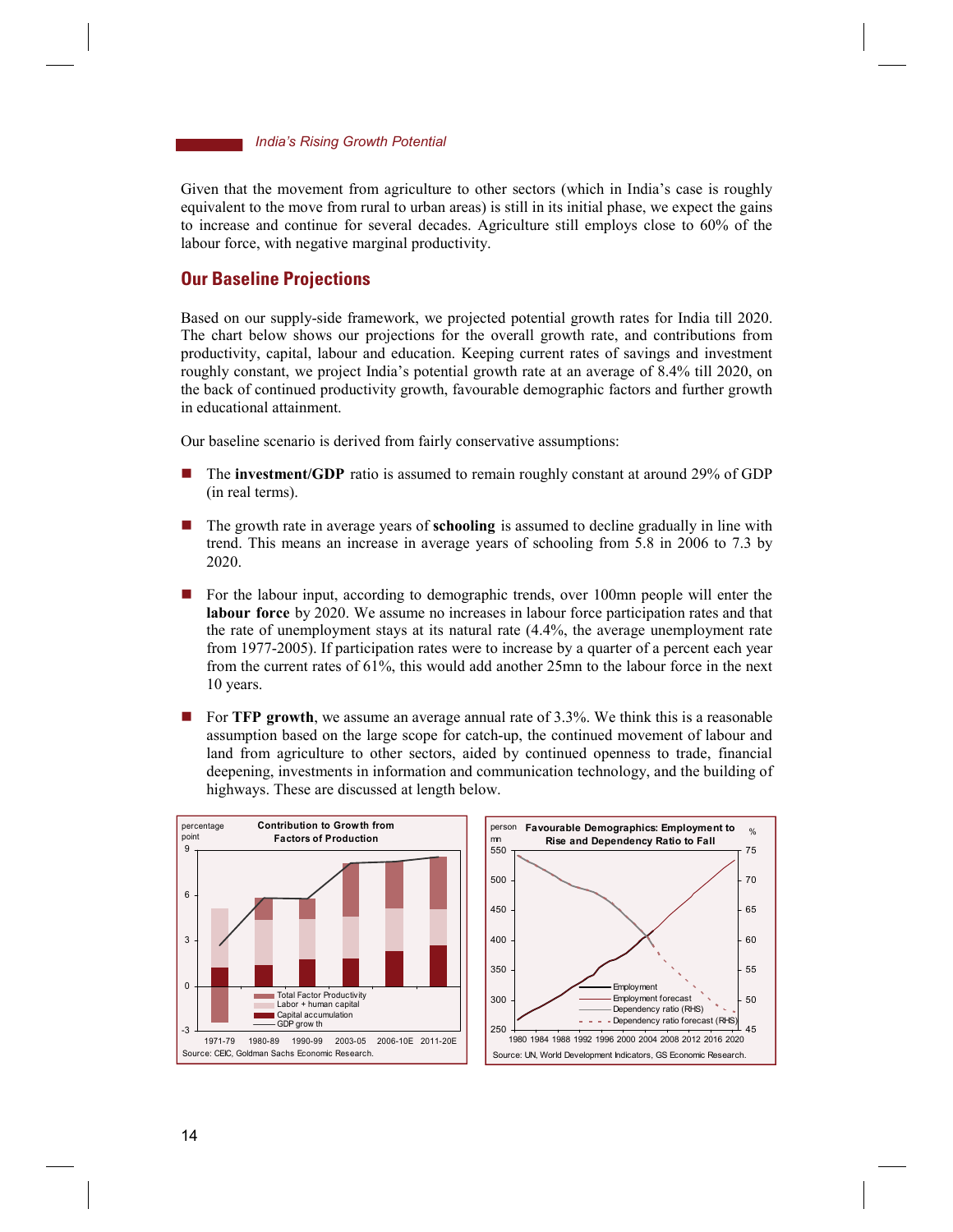Given that the movement from agriculture to other sectors (which in India's case is roughly equivalent to the move from rural to urban areas) is still in its initial phase, we expect the gains to increase and continue for several decades. Agriculture still employs close to 60% of the labour force, with negative marginal productivity.

## Our Baseline Projections

Based on our supply-side framework, we projected potential growth rates for India till 2020. The chart below shows our projections for the overall growth rate, and contributions from productivity, capital, labour and education. Keeping current rates of savings and investment roughly constant, we project India's potential growth rate at an average of 8.4% till 2020, on the back of continued productivity growth, favourable demographic factors and further growth in educational attainment.

Our baseline scenario is derived from fairly conservative assumptions:

- The **investment/GDP** ratio is assumed to remain roughly constant at around 29% of GDP (in real terms).
- The growth rate in average years of **schooling** is assumed to decline gradually in line with trend. This means an increase in average years of schooling from 5.8 in 2006 to 7.3 by 2020.
- For the labour input, according to demographic trends, over 100mn people will enter the **labour force** by 2020. We assume no increases in labour force participation rates and that the rate of unemployment stays at its natural rate (4.4%, the average unemployment rate from 1977-2005). If participation rates were to increase by a quarter of a percent each year from the current rates of 61%, this would add another 25mn to the labour force in the next 10 years.
- For **TFP growth**, we assume an average annual rate of 3.3%. We think this is a reasonable assumption based on the large scope for catch-up, the continued movement of labour and land from agriculture to other sectors, aided by continued openness to trade, financial deepening, investments in information and communication technology, and the building of highways. These are discussed at length below.

**Contribution to Growth from Factors of Production**

Source: CEIC, Goldman Sachs Economic Research.

**Favourable Demographics: Employment to Rise and Dependency Ratio to Fall**

Source: UN, World Development Indicators, GS Economic Research.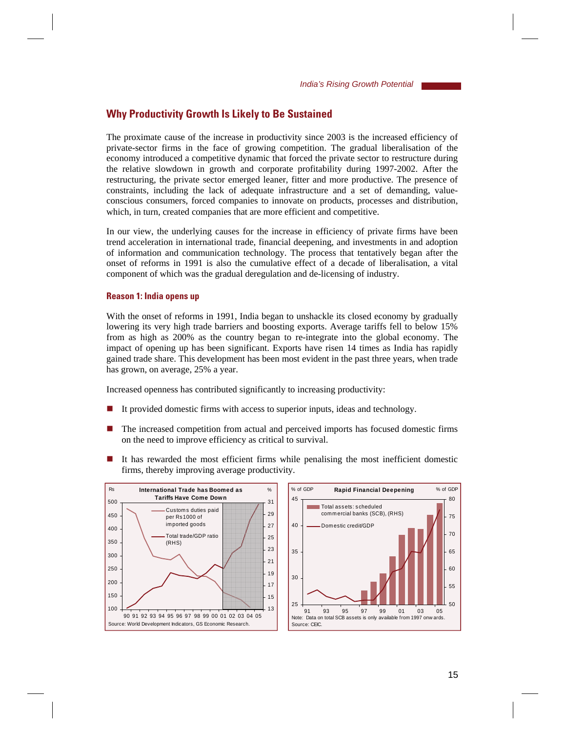## Why Productivity Growth Is Likely to Be Sustained

The proximate cause of the increase in productivity since 2003 is the increased efficiency of private-sector firms in the face of growing competition. The gradual liberalisation of the economy introduced a competitive dynamic that forced the private sector to restructure during the relative slowdown in growth and corporate profitability during 1997-2002. After the restructuring, the private sector emerged leaner, fitter and more productive. The presence of constraints, including the lack of adequate infrastructure and a set of demanding, value-conscious consumers, forced companies to innovate on products, processes and distribution, which, in turn, created companies that are more efficient and competitive.

In our view, the underlying causes for the increase in efficiency of private firms have been trend acceleration in international trade, financial deepening, and investments in and adoption of information and communication technology. The process that tentatively began after the onset of reforms in 1991 is also the cumulative effect of a decade of liberalisation, a vital component of which was the gradual deregulation and de-licensing of industry.

### Reason 1: India opens up

With the onset of reforms in 1991, India began to unshackle its closed economy by gradually lowering its very high trade barriers and boosting exports. Average tariffs fell to below 15% from as high as 200% as the country began to re-integrate into the global economy. The impact of opening up has been significant. Exports have risen 14 times as India has rapidly gained trade share. This development has been most evident in the past three years, when trade has grown, on average, 25% a year.

Increased openness has contributed significantly to increasing productivity:

- It provided domestic firms with access to superior inputs, ideas and technology.
- The increased competition from actual and perceived imports has focused domestic firms on the need to improve efficiency as critical to survival.
- It has rewarded the most efficient firms while penalising the most inefficient domestic firms, thereby improving average productivity.

**International Trade has Boomed as Tariffs Have Come Down**

Source: World Development Indicators, GS Economic Research.

**Rapid Financial Deepening**

Note: Data on total SCB assets is only available from 1997 onwards.
Source: CEIC.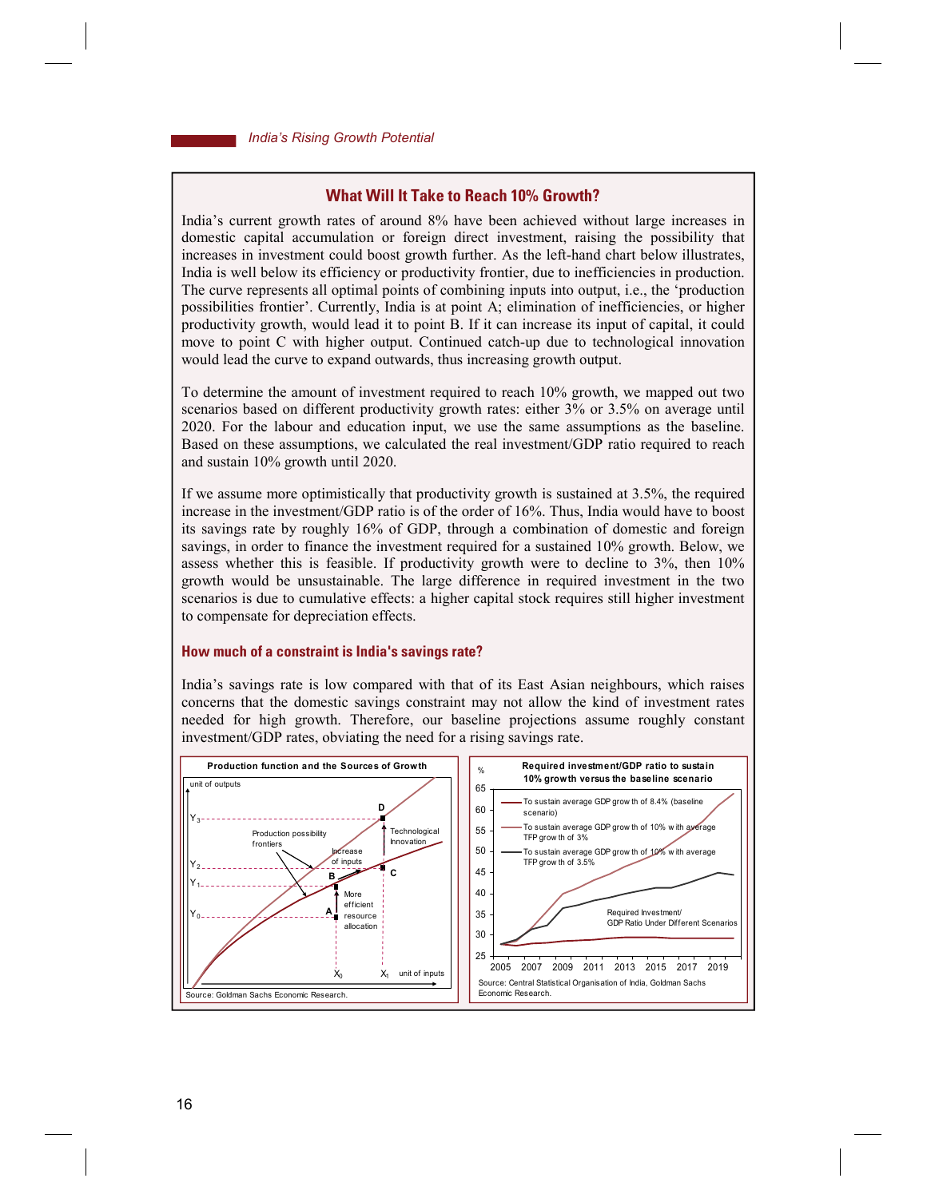## What Will It Take to Reach 10% Growth?

India's current growth rates of around 8% have been achieved without large increases in domestic capital accumulation or foreign direct investment, raising the possibility that increases in investment could boost growth further. As the left-hand chart below illustrates, India is well below its efficiency or productivity frontier, due to inefficiencies in production. The curve represents all optimal points of combining inputs into output, i.e., the 'production possibilities frontier'. Currently, India is at point A; elimination of inefficiencies, or higher productivity growth, would lead it to point B. If it can increase its input of capital, it could move to point C with higher output. Continued catch-up due to technological innovation would lead the curve to expand outwards, thus increasing growth output.

To determine the amount of investment required to reach 10% growth, we mapped out two scenarios based on different productivity growth rates: either 3% or 3.5% on average until 2020. For the labour and education input, we use the same assumptions as the baseline. Based on these assumptions, we calculated the real investment/GDP ratio required to reach and sustain 10% growth until 2020.

If we assume more optimistically that productivity growth is sustained at 3.5%, the required increase in the investment/GDP ratio is of the order of 16%. Thus, India would have to boost its savings rate by roughly 16% of GDP, through a combination of domestic and foreign savings, in order to finance the investment required for a sustained 10% growth. Below, we assess whether this is feasible. If productivity growth were to decline to 3%, then 10% growth would be unsustainable. The large difference in required investment in the two scenarios is due to cumulative effects: a higher capital stock requires still higher investment to compensate for depreciation effects.

### How much of a constraint is India's savings rate?

India's savings rate is low compared with that of its East Asian neighbours, which raises concerns that the domestic savings constraint may not allow the kind of investment rates needed for high growth. Therefore, our baseline projections assume roughly constant investment/GDP rates, obviating the need for a rising savings rate.

**Production function and the Sources of Growth**

Source: Goldman Sachs Economic Research.

**Required investment/GDP ratio to sustain 10% growth versus the baseline scenario**

Source: Central Statistical Organisation of India, Goldman Sachs Economic Research.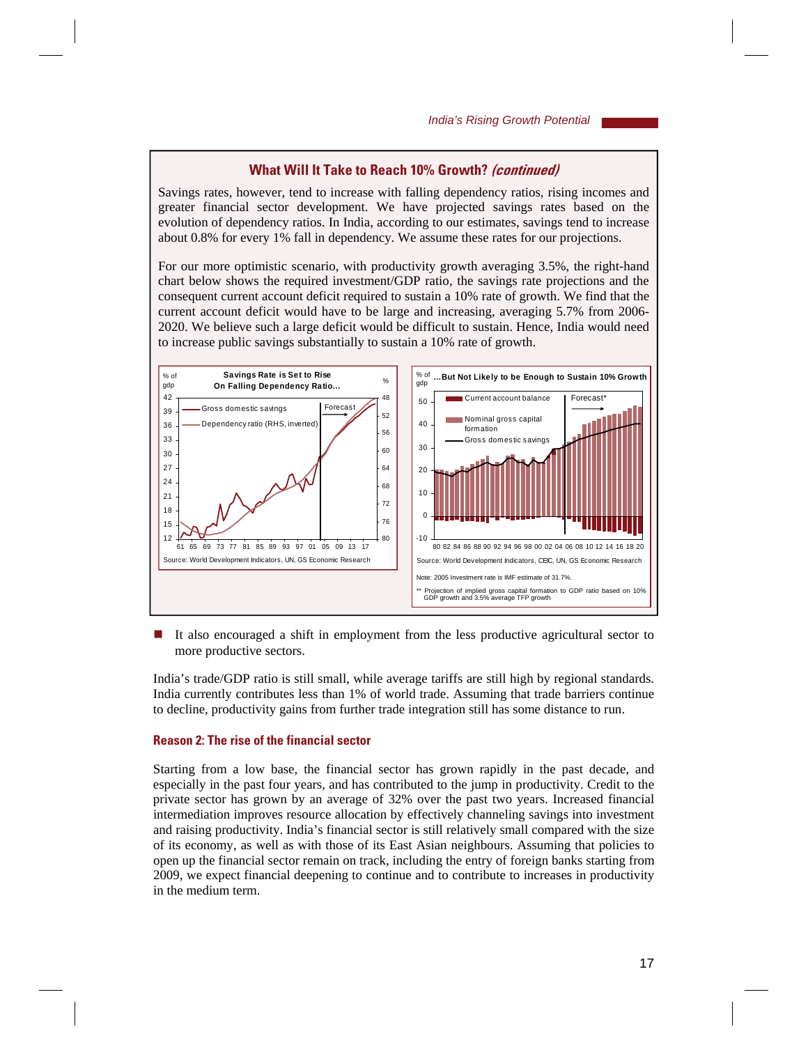## What Will It Take to Reach 10% Growth? *(continued)*

Savings rates, however, tend to increase with falling dependency ratios, rising incomes and greater financial sector development. We have projected savings rates based on the evolution of dependency ratios. In India, according to our estimates, savings tend to increase about 0.8% for every 1% fall in dependency. We assume these rates for our projections.

For our more optimistic scenario, with productivity growth averaging 3.5%, the right-hand chart below shows the required investment/GDP ratio, the savings rate projections and the consequent current account deficit required to sustain a 10% rate of growth. We find that the current account deficit would have to be large and increasing, averaging 5.7% from 2006-2020. We believe such a large deficit would be difficult to sustain. Hence, India would need to increase public savings substantially to sustain a 10% rate of growth.

**Savings Rate is Set to Rise On Falling Dependency Ratio...**

Source: World Development Indicators, UN, GS Economic Research

**...But Not Likely to be Enough to Sustain 10% Growth**

Source: World Development Indicators, CEIC, UN, GS Economic Research

Note: 2005 Investment rate is IMF estimate of 31.7%.

** Projection of implied gross capital formation to GDP ratio based on 10% GDP growth and 3.5% average TFP growth

- It also encouraged a shift in employment from the less productive agricultural sector to more productive sectors.

India's trade/GDP ratio is still small, while average tariffs are still high by regional standards. India currently contributes less than 1% of world trade. Assuming that trade barriers continue to decline, productivity gains from further trade integration still has some distance to run.

### Reason 2: The rise of the financial sector

Starting from a low base, the financial sector has grown rapidly in the past decade, and especially in the past four years, and has contributed to the jump in productivity. Credit to the private sector has grown by an average of 32% over the past two years. Increased financial intermediation improves resource allocation by effectively channeling savings into investment and raising productivity. India's financial sector is still relatively small compared with the size of its economy, as well as with those of its East Asian neighbours. Assuming that policies to open up the financial sector remain on track, including the entry of foreign banks starting from 2009, we expect financial deepening to continue and to contribute to increases in productivity in the medium term.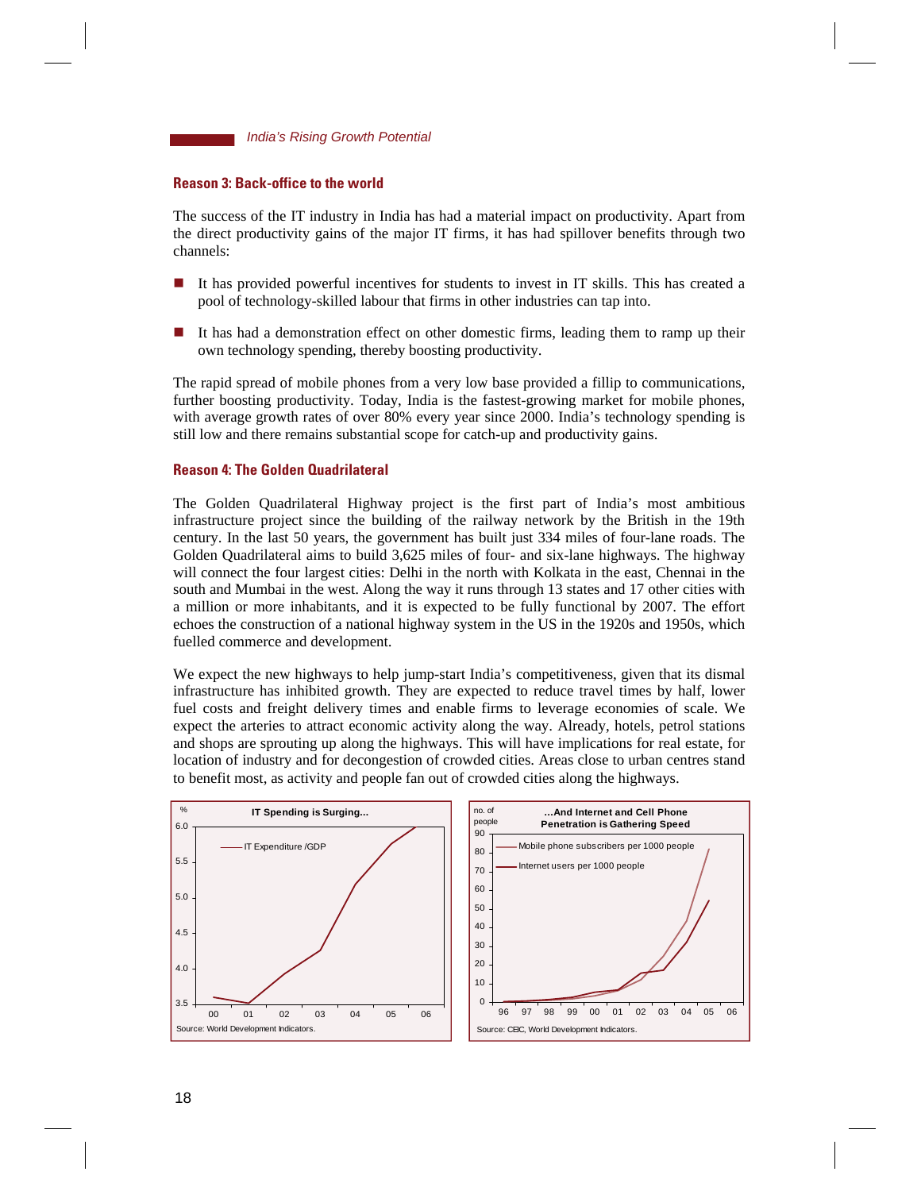## Reason 3: Back-office to the world

The success of the IT industry in India has had a material impact on productivity. Apart from the direct productivity gains of the major IT firms, it has had spillover benefits through two channels:

- It has provided powerful incentives for students to invest in IT skills. This has created a pool of technology-skilled labour that firms in other industries can tap into.
- It has had a demonstration effect on other domestic firms, leading them to ramp up their own technology spending, thereby boosting productivity.

The rapid spread of mobile phones from a very low base provided a fillip to communications, further boosting productivity. Today, India is the fastest-growing market for mobile phones, with average growth rates of over 80% every year since 2000. India's technology spending is still low and there remains substantial scope for catch-up and productivity gains.

## Reason 4: The Golden Quadrilateral

The Golden Quadrilateral Highway project is the first part of India's most ambitious infrastructure project since the building of the railway network by the British in the 19th century. In the last 50 years, the government has built just 334 miles of four-lane roads. The Golden Quadrilateral aims to build 3,625 miles of four- and six-lane highways. The highway will connect the four largest cities: Delhi in the north with Kolkata in the east, Chennai in the south and Mumbai in the west. Along the way it runs through 13 states and 17 other cities with a million or more inhabitants, and it is expected to be fully functional by 2007. The effort echoes the construction of a national highway system in the US in the 1920s and 1950s, which fuelled commerce and development.

We expect the new highways to help jump-start India's competitiveness, given that its dismal infrastructure has inhibited growth. They are expected to reduce travel times by half, lower fuel costs and freight delivery times and enable firms to leverage economies of scale. We expect the arteries to attract economic activity along the way. Already, hotels, petrol stations and shops are sprouting up along the highways. This will have implications for real estate, for location of industry and for decongestion of crowded cities. Areas close to urban centres stand to benefit most, as activity and people fan out of crowded cities along the highways.

**IT Spending is Surging...**

Source: World Development Indicators.

**...And Internet and Cell Phone Penetration is Gathering Speed**

Source: CEIC, World Development Indicators.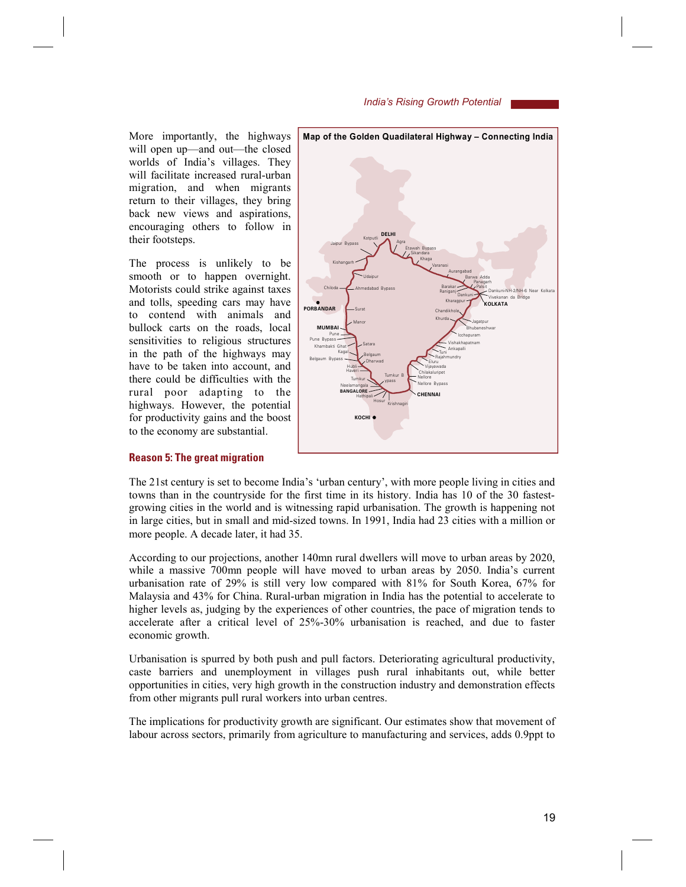More importantly, the highways will open up—and out—the closed worlds of India's villages. They will facilitate increased rural-urban migration, and when migrants return to their villages, they bring back new views and aspirations, encouraging others to follow in their footsteps.

The process is unlikely to be smooth or to happen overnight. Motorists could strike against taxes and tolls, speeding cars may have to contend with animals and bullock carts on the roads, local sensitivities to religious structures in the path of the highways may have to be taken into account, and there could be difficulties with the rural poor adapting to the highways. However, the potential for productivity gains and the boost to the economy are substantial.

**Map of the Golden Quadilateral Highway – Connecting India**

### Reason 5: The great migration

The 21st century is set to become India's 'urban century', with more people living in cities and towns than in the countryside for the first time in its history. India has 10 of the 30 fastest-growing cities in the world and is witnessing rapid urbanisation. The growth is happening not in large cities, but in small and mid-sized towns. In 1991, India had 23 cities with a million or more people. A decade later, it had 35.

According to our projections, another 140mn rural dwellers will move to urban areas by 2020, while a massive 700mn people will have moved to urban areas by 2050. India's current urbanisation rate of 29% is still very low compared with 81% for South Korea, 67% for Malaysia and 43% for China. Rural-urban migration in India has the potential to accelerate to higher levels as, judging by the experiences of other countries, the pace of migration tends to accelerate after a critical level of 25%-30% urbanisation is reached, and due to faster economic growth.

Urbanisation is spurred by both push and pull factors. Deteriorating agricultural productivity, caste barriers and unemployment in villages push rural inhabitants out, while better opportunities in cities, very high growth in the construction industry and demonstration effects from other migrants pull rural workers into urban centres.

The implications for productivity growth are significant. Our estimates show that movement of labour across sectors, primarily from agriculture to manufacturing and services, adds 0.9ppt to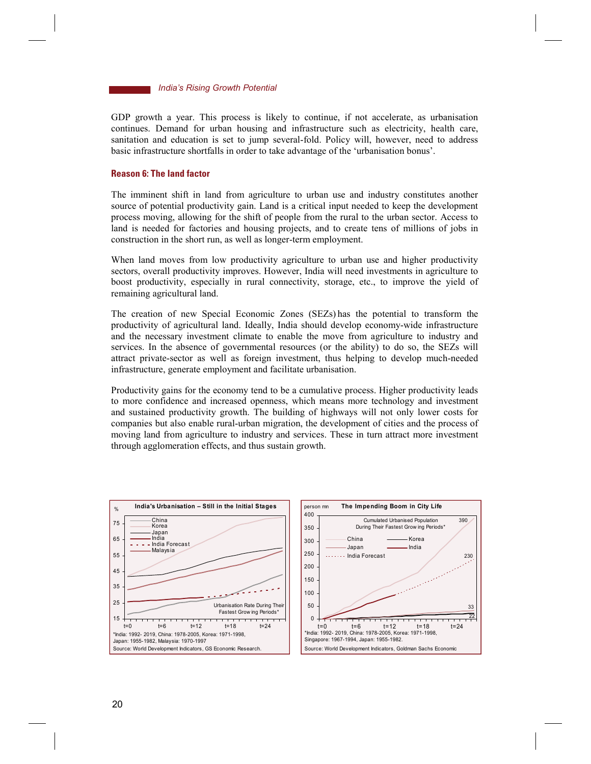GDP growth a year. This process is likely to continue, if not accelerate, as urbanisation continues. Demand for urban housing and infrastructure such as electricity, health care, sanitation and education is set to jump several-fold. Policy will, however, need to address basic infrastructure shortfalls in order to take advantage of the 'urbanisation bonus'.

### Reason 6: The land factor

The imminent shift in land from agriculture to urban use and industry constitutes another source of potential productivity gain. Land is a critical input needed to keep the development process moving, allowing for the shift of people from the rural to the urban sector. Access to land is needed for factories and housing projects, and to create tens of millions of jobs in construction in the short run, as well as longer-term employment.

When land moves from low productivity agriculture to urban use and higher productivity sectors, overall productivity improves. However, India will need investments in agriculture to boost productivity, especially in rural connectivity, storage, etc., to improve the yield of remaining agricultural land.

The creation of new Special Economic Zones (SEZs) has the potential to transform the productivity of agricultural land. Ideally, India should develop economy-wide infrastructure and the necessary investment climate to enable the move from agriculture to industry and services. In the absence of governmental resources (or the ability) to do so, the SEZs will attract private-sector as well as foreign investment, thus helping to develop much-needed infrastructure, generate employment and facilitate urbanisation.

Productivity gains for the economy tend to be a cumulative process. Higher productivity leads to more confidence and increased openness, which means more technology and investment and sustained productivity growth. The building of highways will not only lower costs for companies but also enable rural-urban migration, the development of cities and the process of moving land from agriculture to industry and services. These in turn attract more investment through agglomeration effects, and thus sustain growth.

**India's Urbanisation – Still in the Initial Stages**

*India: 1992- 2019, China: 1978-2005, Korea: 1971-1998, Japan: 1955-1982, Malaysia: 1970-1997

Source: World Development Indicators, GS Economic Research.

**The Impending Boom in City Life**

*India: 1992- 2019, China: 1978-2005, Korea: 1971-1998, Singapore: 1967-1994, Japan: 1955-1982.

Source: World Development Indicators, Goldman Sachs Economic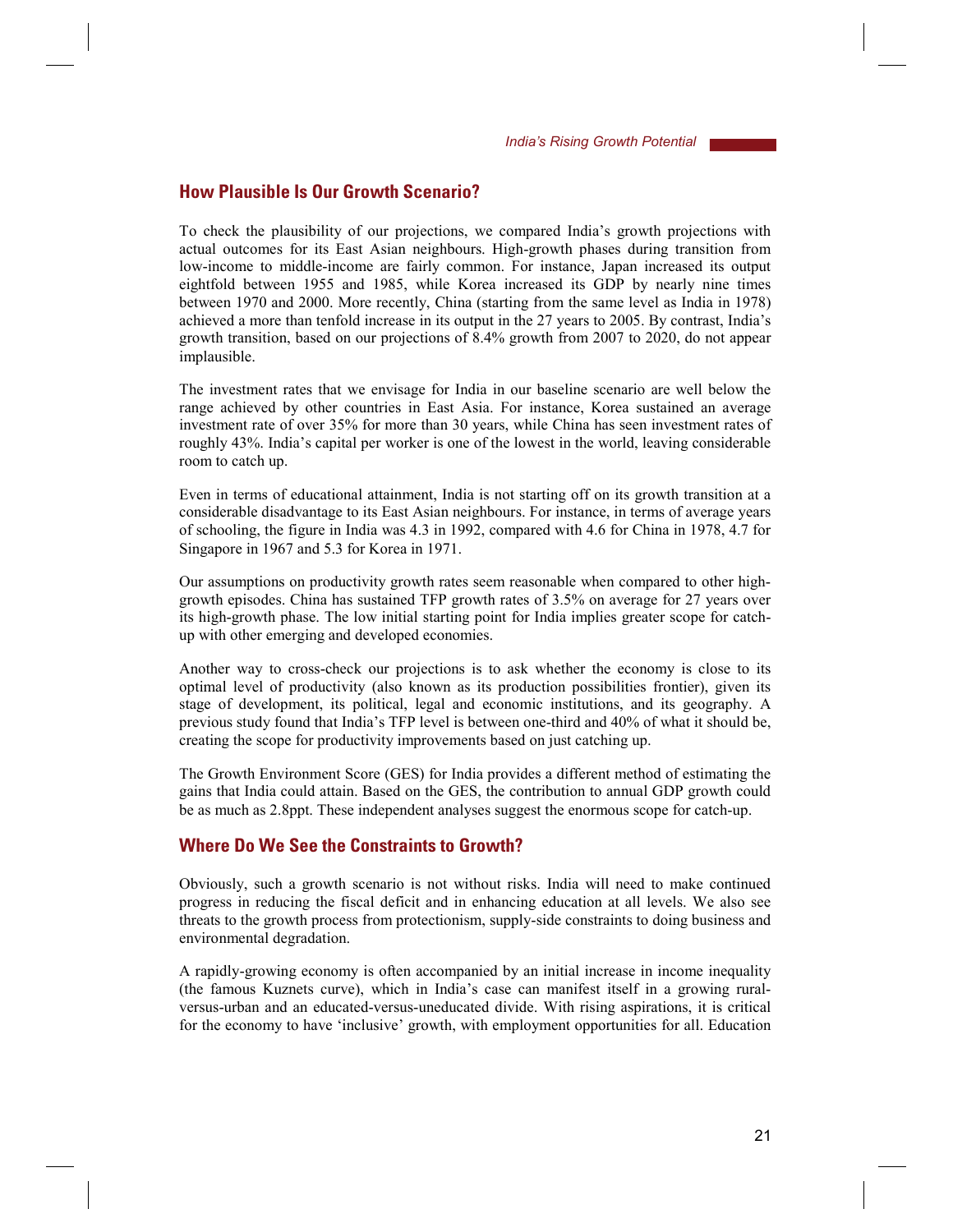## How Plausible Is Our Growth Scenario?

To check the plausibility of our projections, we compared India's growth projections with actual outcomes for its East Asian neighbours. High-growth phases during transition from low-income to middle-income are fairly common. For instance, Japan increased its output eightfold between 1955 and 1985, while Korea increased its GDP by nearly nine times between 1970 and 2000. More recently, China (starting from the same level as India in 1978) achieved a more than tenfold increase in its output in the 27 years to 2005. By contrast, India's growth transition, based on our projections of 8.4% growth from 2007 to 2020, do not appear implausible.

The investment rates that we envisage for India in our baseline scenario are well below the range achieved by other countries in East Asia. For instance, Korea sustained an average investment rate of over 35% for more than 30 years, while China has seen investment rates of roughly 43%. India's capital per worker is one of the lowest in the world, leaving considerable room to catch up.

Even in terms of educational attainment, India is not starting off on its growth transition at a considerable disadvantage to its East Asian neighbours. For instance, in terms of average years of schooling, the figure in India was 4.3 in 1992, compared with 4.6 for China in 1978, 4.7 for Singapore in 1967 and 5.3 for Korea in 1971.

Our assumptions on productivity growth rates seem reasonable when compared to other high-growth episodes. China has sustained TFP growth rates of 3.5% on average for 27 years over its high-growth phase. The low initial starting point for India implies greater scope for catch-up with other emerging and developed economies.

Another way to cross-check our projections is to ask whether the economy is close to its optimal level of productivity (also known as its production possibilities frontier), given its stage of development, its political, legal and economic institutions, and its geography. A previous study found that India's TFP level is between one-third and 40% of what it should be, creating the scope for productivity improvements based on just catching up.

The Growth Environment Score (GES) for India provides a different method of estimating the gains that India could attain. Based on the GES, the contribution to annual GDP growth could be as much as 2.8ppt. These independent analyses suggest the enormous scope for catch-up.

## Where Do We See the Constraints to Growth?

Obviously, such a growth scenario is not without risks. India will need to make continued progress in reducing the fiscal deficit and in enhancing education at all levels. We also see threats to the growth process from protectionism, supply-side constraints to doing business and environmental degradation.

A rapidly-growing economy is often accompanied by an initial increase in income inequality (the famous Kuznets curve), which in India's case can manifest itself in a growing rural-versus-urban and an educated-versus-uneducated divide. With rising aspirations, it is critical for the economy to have 'inclusive' growth, with employment opportunities for all. Education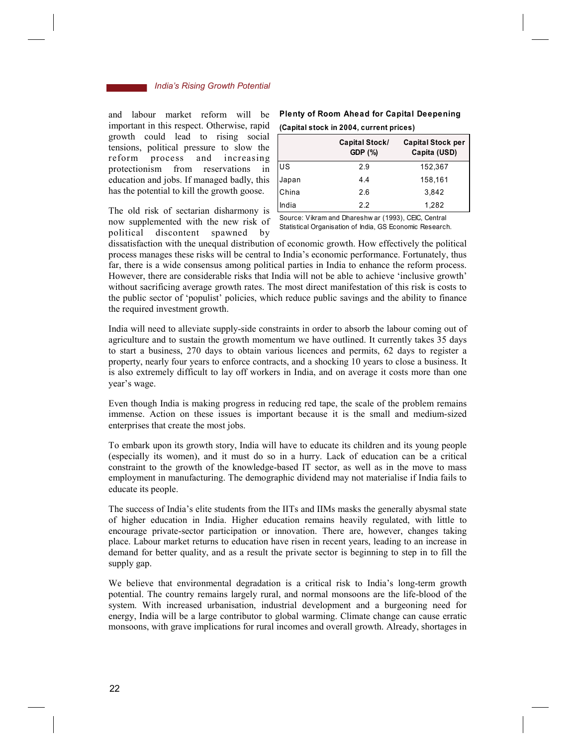and labour market reform will be important in this respect. Otherwise, rapid growth could lead to rising social tensions, political pressure to slow the reform process and increasing protectionism from reservations in education and jobs. If managed badly, this has the potential to kill the growth goose.

**Plenty of Room Ahead for Capital Deepening**

**(Capital stock in 2004, current prices)**

| | Capital Stock/ GDP (%) | Capital Stock per Capita (USD) |
|---|---|---|
| US | 2.9 | 152,367 |
| Japan | 4.4 | 158,161 |
| China | 2.6 | 3,842 |
| India | 2.2 | 1,282 |

Source: Vikram and Dhareshwar (1993), CEIC, Central Statistical Organisation of India, GS Economic Research.

The old risk of sectarian disharmony is now supplemented with the new risk of political discontent spawned by dissatisfaction with the unequal distribution of economic growth. How effectively the political process manages these risks will be central to India's economic performance. Fortunately, thus far, there is a wide consensus among political parties in India to enhance the reform process. However, there are considerable risks that India will not be able to achieve 'inclusive growth' without sacrificing average growth rates. The most direct manifestation of this risk is costs to the public sector of 'populist' policies, which reduce public savings and the ability to finance the required investment growth.

India will need to alleviate supply-side constraints in order to absorb the labour coming out of agriculture and to sustain the growth momentum we have outlined. It currently takes 35 days to start a business, 270 days to obtain various licences and permits, 62 days to register a property, nearly four years to enforce contracts, and a shocking 10 years to close a business. It is also extremely difficult to lay off workers in India, and on average it costs more than one year's wage.

Even though India is making progress in reducing red tape, the scale of the problem remains immense. Action on these issues is important because it is the small and medium-sized enterprises that create the most jobs.

To embark upon its growth story, India will have to educate its children and its young people (especially its women), and it must do so in a hurry. Lack of education can be a critical constraint to the growth of the knowledge-based IT sector, as well as in the move to mass employment in manufacturing. The demographic dividend may not materialise if India fails to educate its people.

The success of India's elite students from the IITs and IIMs masks the generally abysmal state of higher education in India. Higher education remains heavily regulated, with little to encourage private-sector participation or innovation. There are, however, changes taking place. Labour market returns to education have risen in recent years, leading to an increase in demand for better quality, and as a result the private sector is beginning to step in to fill the supply gap.

We believe that environmental degradation is a critical risk to India's long-term growth potential. The country remains largely rural, and normal monsoons are the life-blood of the system. With increased urbanisation, industrial development and a burgeoning need for energy, India will be a large contributor to global warming. Climate change can cause erratic monsoons, with grave implications for rural incomes and overall growth. Already, shortages in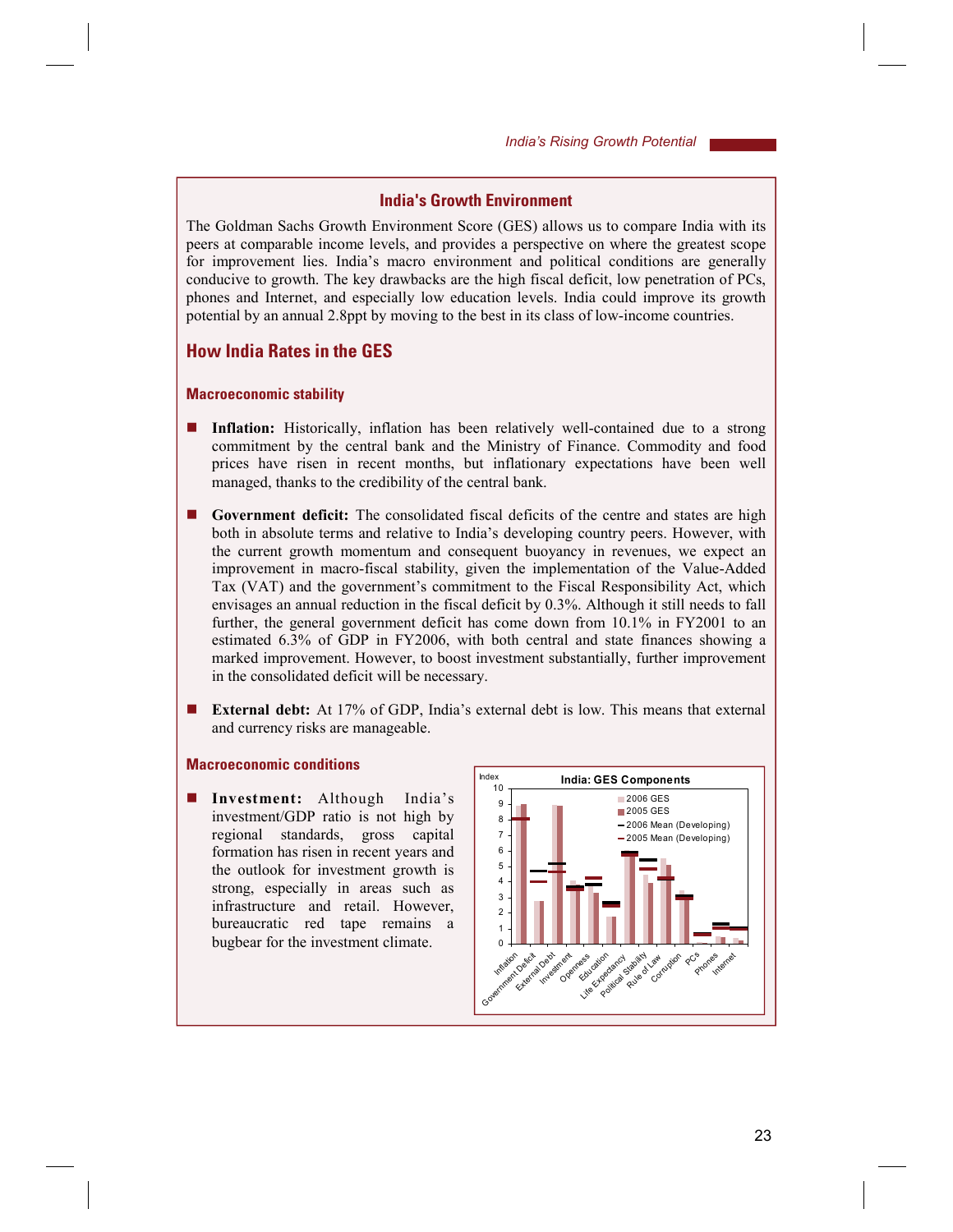## India's Growth Environment

The Goldman Sachs Growth Environment Score (GES) allows us to compare India with its peers at comparable income levels, and provides a perspective on where the greatest scope for improvement lies. India's macro environment and political conditions are generally conducive to growth. The key drawbacks are the high fiscal deficit, low penetration of PCs, phones and Internet, and especially low education levels. India could improve its growth potential by an annual 2.8ppt by moving to the best in its class of low-income countries.

## How India Rates in the GES

### Macroeconomic stability

- **Inflation:** Historically, inflation has been relatively well-contained due to a strong commitment by the central bank and the Ministry of Finance. Commodity and food prices have risen in recent months, but inflationary expectations have been well managed, thanks to the credibility of the central bank.

- **Government deficit:** The consolidated fiscal deficits of the centre and states are high both in absolute terms and relative to India's developing country peers. However, with the current growth momentum and consequent buoyancy in revenues, we expect an improvement in macro-fiscal stability, given the implementation of the Value-Added Tax (VAT) and the government's commitment to the Fiscal Responsibility Act, which envisages an annual reduction in the fiscal deficit by 0.3%. Although it still needs to fall further, the general government deficit has come down from 10.1% in FY2001 to an estimated 6.3% of GDP in FY2006, with both central and state finances showing a marked improvement. However, to boost investment substantially, further improvement in the consolidated deficit will be necessary.

- **External debt:** At 17% of GDP, India's external debt is low. This means that external and currency risks are manageable.

### Macroeconomic conditions

- **Investment:** Although India's investment/GDP ratio is not high by regional standards, gross capital formation has risen in recent years and the outlook for investment growth is strong, especially in areas such as infrastructure and retail. However, bureaucratic red tape remains a bugbear for the investment climate.

**India: GES Components**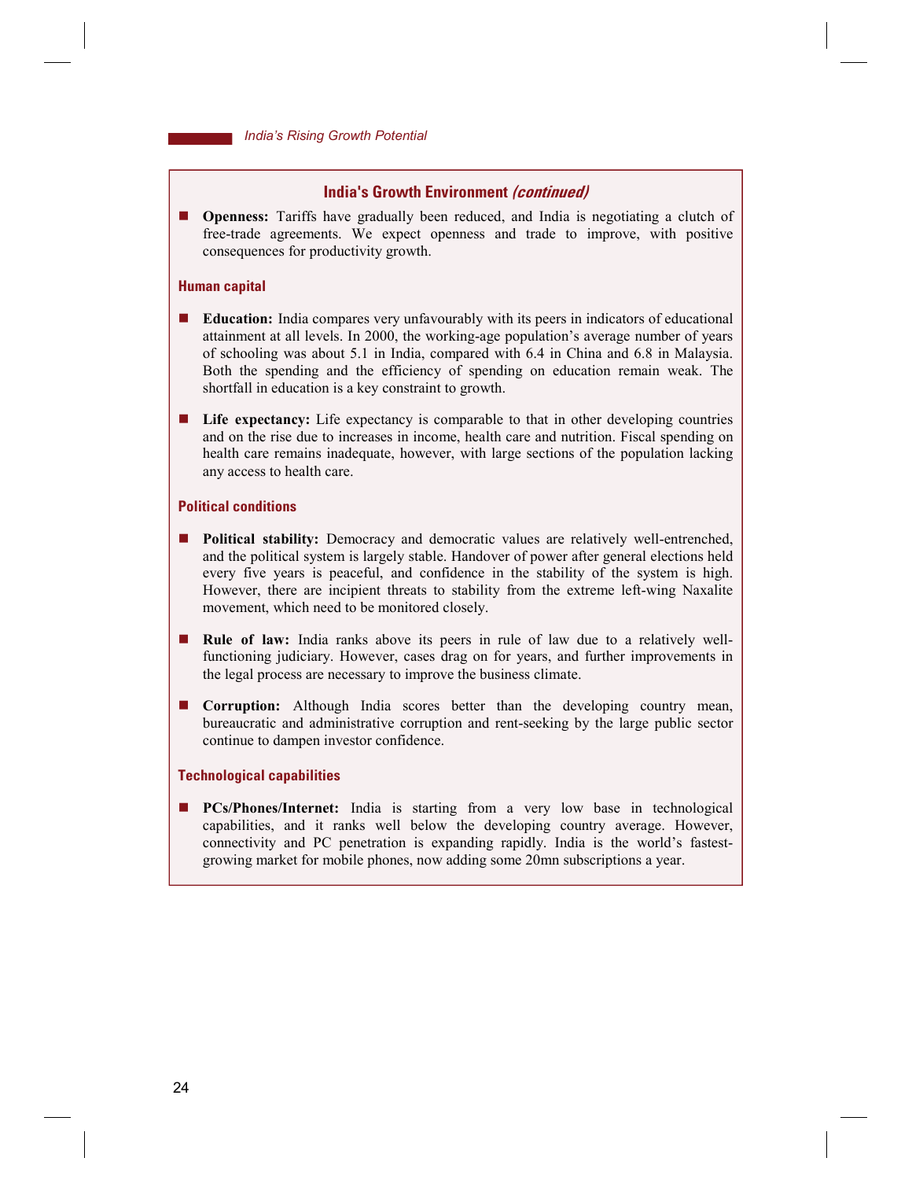## India's Growth Environment *(continued)*

- **Openness:** Tariffs have gradually been reduced, and India is negotiating a clutch of free-trade agreements. We expect openness and trade to improve, with positive consequences for productivity growth.

### Human capital

- **Education:** India compares very unfavourably with its peers in indicators of educational attainment at all levels. In 2000, the working-age population's average number of years of schooling was about 5.1 in India, compared with 6.4 in China and 6.8 in Malaysia. Both the spending and the efficiency of spending on education remain weak. The shortfall in education is a key constraint to growth.

- **Life expectancy:** Life expectancy is comparable to that in other developing countries and on the rise due to increases in income, health care and nutrition. Fiscal spending on health care remains inadequate, however, with large sections of the population lacking any access to health care.

### Political conditions

- **Political stability:** Democracy and democratic values are relatively well-entrenched, and the political system is largely stable. Handover of power after general elections held every five years is peaceful, and confidence in the stability of the system is high. However, there are incipient threats to stability from the extreme left-wing Naxalite movement, which need to be monitored closely.

- **Rule of law:** India ranks above its peers in rule of law due to a relatively well-functioning judiciary. However, cases drag on for years, and further improvements in the legal process are necessary to improve the business climate.

- **Corruption:** Although India scores better than the developing country mean, bureaucratic and administrative corruption and rent-seeking by the large public sector continue to dampen investor confidence.

### Technological capabilities

- **PCs/Phones/Internet:** India is starting from a very low base in technological capabilities, and it ranks well below the developing country average. However, connectivity and PC penetration is expanding rapidly. India is the world's fastest-growing market for mobile phones, now adding some 20mn subscriptions a year.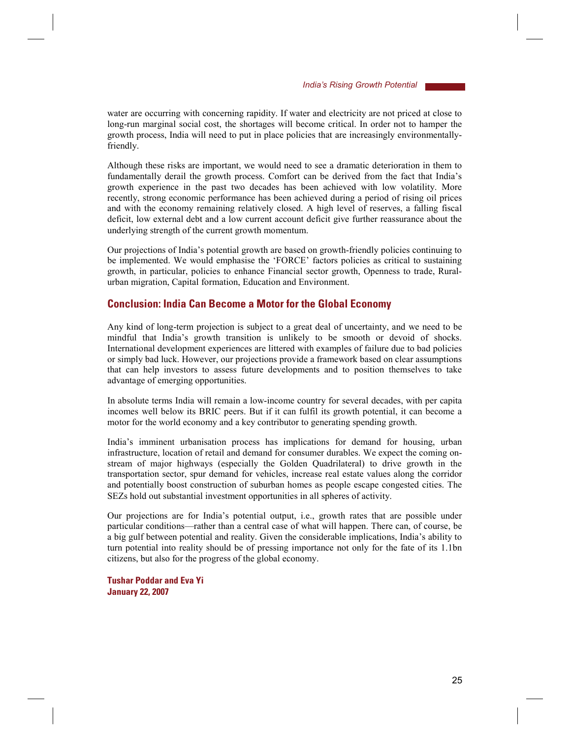water are occurring with concerning rapidity. If water and electricity are not priced at close to long-run marginal social cost, the shortages will become critical. In order not to hamper the growth process, India will need to put in place policies that are increasingly environmentally-friendly.

Although these risks are important, we would need to see a dramatic deterioration in them to fundamentally derail the growth process. Comfort can be derived from the fact that India's growth experience in the past two decades has been achieved with low volatility. More recently, strong economic performance has been achieved during a period of rising oil prices and with the economy remaining relatively closed. A high level of reserves, a falling fiscal deficit, low external debt and a low current account deficit give further reassurance about the underlying strength of the current growth momentum.

Our projections of India's potential growth are based on growth-friendly policies continuing to be implemented. We would emphasise the 'FORCE' factors policies as critical to sustaining growth, in particular, policies to enhance Financial sector growth, Openness to trade, Rural-urban migration, Capital formation, Education and Environment.

## Conclusion: India Can Become a Motor for the Global Economy

Any kind of long-term projection is subject to a great deal of uncertainty, and we need to be mindful that India's growth transition is unlikely to be smooth or devoid of shocks. International development experiences are littered with examples of failure due to bad policies or simply bad luck. However, our projections provide a framework based on clear assumptions that can help investors to assess future developments and to position themselves to take advantage of emerging opportunities.

In absolute terms India will remain a low-income country for several decades, with per capita incomes well below its BRIC peers. But if it can fulfil its growth potential, it can become a motor for the world economy and a key contributor to generating spending growth.

India's imminent urbanisation process has implications for demand for housing, urban infrastructure, location of retail and demand for consumer durables. We expect the coming on-stream of major highways (especially the Golden Quadrilateral) to drive growth in the transportation sector, spur demand for vehicles, increase real estate values along the corridor and potentially boost construction of suburban homes as people escape congested cities. The SEZs hold out substantial investment opportunities in all spheres of activity.

Our projections are for India's potential output, i.e., growth rates that are possible under particular conditions—rather than a central case of what will happen. There can, of course, be a big gulf between potential and reality. Given the considerable implications, India's ability to turn potential into reality should be of pressing importance not only for the fate of its 1.1bn citizens, but also for the progress of the global economy.

**Tushar Poddar and Eva Yi**
**January 22, 2007**